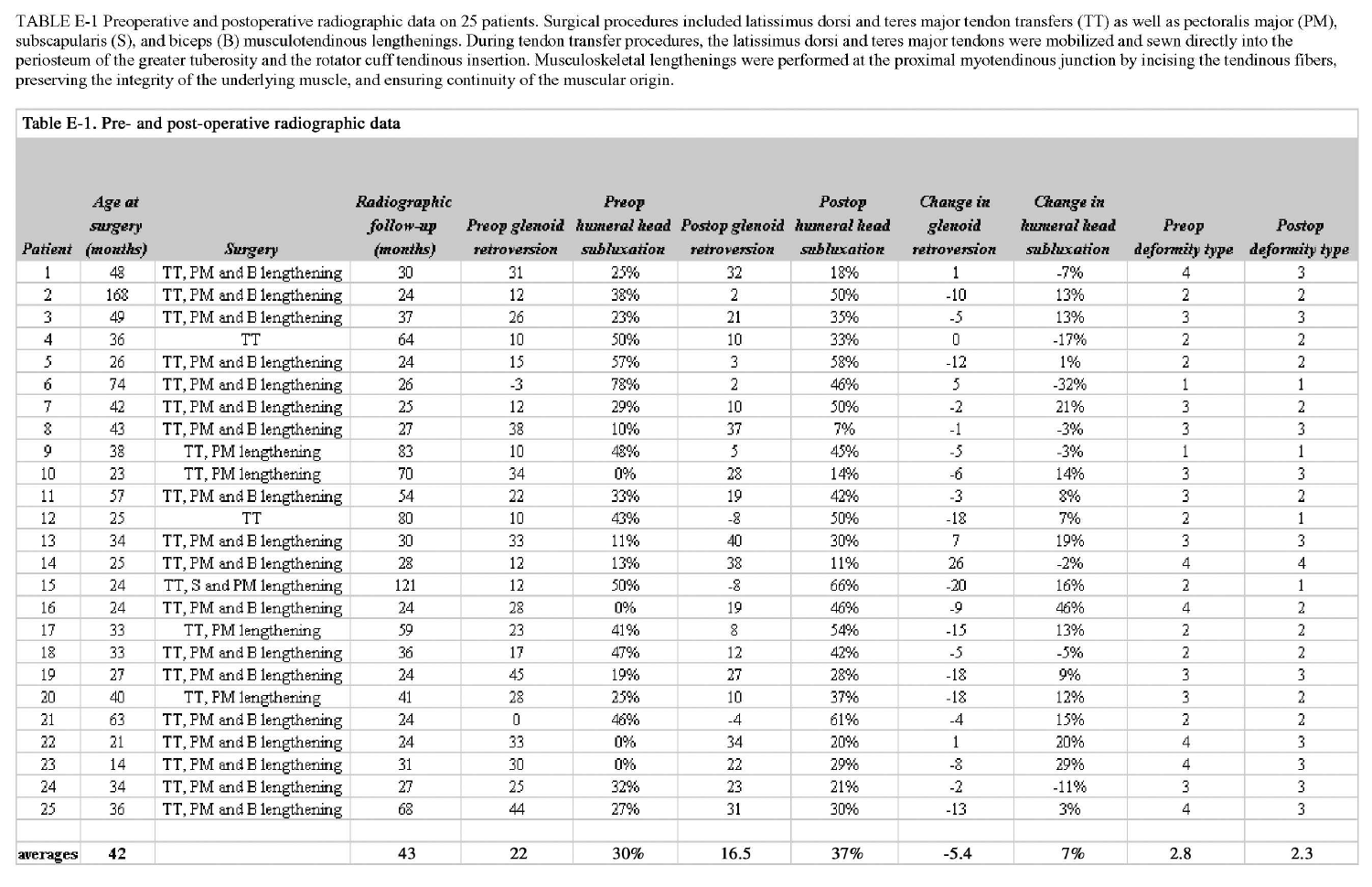TABLE E-1 Preoperative and postoperative radiographic data on 25 patients. Surgical procedures included latissimus dorsi and teres major tendon transfers (TT) as well as pectoralis major (PM), subscapularis (S), and biceps (B) musculotendinous lengthenings. During tendon transfer procedures, the latissimus dorsi and teres major tendons were mobilized and sewn directly into the periosteum of the greater tuberosity and the rotator cuff tendinous insertion. Musculoskeletal lengthenings were performed at the proximal myotendinous junction by incising the tendinous fibers, preserving the integrity of the underlying muscle, and ensuring continuity of the muscular origin.

**Table E-1. Pre- and post-operative radiographic data**

| *Patient* | *Age at surgery (months)* | *Surgery* | *Radiographic follow-up (months)* | *Preop glenoid retroversion* | *Preop humeral head subluxation* | *Postop glenoid retroversion* | *Postop humeral head subluxation* | *Change in glenoid retroversion* | *Change in humeral head subluxation* | *Preop deformity type* | *Postop deformity type* |
|---|---|---|---|---|---|---|---|---|---|---|---|
| 1 | 48 | TT, PM and B lengthening | 30 | 31 | 25% | 32 | 18% | 1 | -7% | 4 | 3 |
| 2 | 168 | TT, PM and B lengthening | 24 | 12 | 38% | 2 | 50% | -10 | 13% | 2 | 2 |
| 3 | 49 | TT, PM and B lengthening | 37 | 26 | 23% | 21 | 35% | -5 | 13% | 3 | 3 |
| 4 | 36 | TT | 64 | 10 | 50% | 10 | 33% | 0 | -17% | 2 | 2 |
| 5 | 26 | TT, PM and B lengthening | 24 | 15 | 57% | 3 | 58% | -12 | 1% | 2 | 2 |
| 6 | 74 | TT, PM and B lengthening | 26 | -3 | 78% | 2 | 46% | 5 | -32% | 1 | 1 |
| 7 | 42 | TT, PM and B lengthening | 25 | 12 | 29% | 10 | 50% | -2 | 21% | 3 | 2 |
| 8 | 43 | TT, PM and B lengthening | 27 | 38 | 10% | 37 | 7% | -1 | -3% | 3 | 3 |
| 9 | 38 | TT, PM lengthening | 83 | 10 | 48% | 5 | 45% | -5 | -3% | 1 | 1 |
| 10 | 23 | TT, PM lengthening | 70 | 34 | 0% | 28 | 14% | -6 | 14% | 3 | 3 |
| 11 | 57 | TT, PM and B lengthening | 54 | 22 | 33% | 19 | 42% | -3 | 8% | 3 | 2 |
| 12 | 25 | TT | 80 | 10 | 43% | -8 | 50% | -18 | 7% | 2 | 1 |
| 13 | 34 | TT, PM and B lengthening | 30 | 33 | 11% | 40 | 30% | 7 | 19% | 3 | 3 |
| 14 | 25 | TT, PM and B lengthening | 28 | 12 | 13% | 38 | 11% | 26 | -2% | 4 | 4 |
| 15 | 24 | TT, S and PM lengthening | 121 | 12 | 50% | -8 | 66% | -20 | 16% | 2 | 1 |
| 16 | 24 | TT, PM and B lengthening | 24 | 28 | 0% | 19 | 46% | -9 | 46% | 4 | 2 |
| 17 | 33 | TT, PM lengthening | 59 | 23 | 41% | 8 | 54% | -15 | 13% | 2 | 2 |
| 18 | 33 | TT, PM and B lengthening | 36 | 17 | 47% | 12 | 42% | -5 | -5% | 2 | 2 |
| 19 | 27 | TT, PM and B lengthening | 24 | 45 | 19% | 27 | 28% | -18 | 9% | 3 | 3 |
| 20 | 40 | TT, PM lengthening | 41 | 28 | 25% | 10 | 37% | -18 | 12% | 3 | 2 |
| 21 | 63 | TT, PM and B lengthening | 24 | 0 | 46% | -4 | 61% | -4 | 15% | 2 | 2 |
| 22 | 21 | TT, PM and B lengthening | 24 | 33 | 0% | 34 | 20% | 1 | 20% | 4 | 3 |
| 23 | 14 | TT, PM and B lengthening | 31 | 30 | 0% | 22 | 29% | -8 | 29% | 4 | 3 |
| 24 | 34 | TT, PM and B lengthening | 27 | 25 | 32% | 23 | 21% | -2 | -11% | 3 | 3 |
| 25 | 36 | TT, PM and B lengthening | 68 | 44 | 27% | 31 | 30% | -13 | 3% | 4 | 3 |
| | | | | | | | | | | | |
| **averages** | **42** | | **43** | **22** | **30%** | **16.5** | **37%** | **-5.4** | **7%** | **2.8** | **2.3** |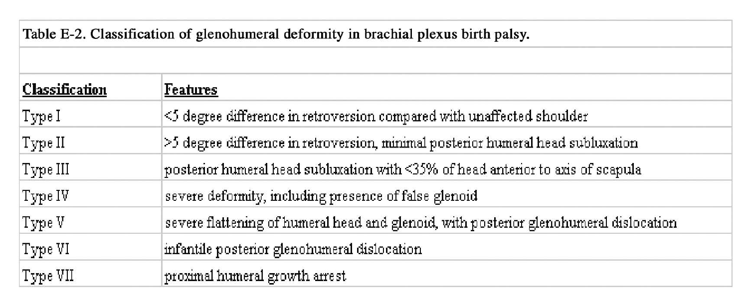**Table E-2. Classification of glenohumeral deformity in brachial plexus birth palsy.**

| Classification | Features |
| --- | --- |
| Type I | <5 degree difference in retroversion compared with unaffected shoulder |
| Type II | >5 degree difference in retroversion, minimal posterior humeral head subluxation |
| Type III | posterior humeral head subluxation with <35% of head anterior to axis of scapula |
| Type IV | severe deformity, including presence of false glenoid |
| Type V | severe flattening of humeral head and glenoid, with posterior glenohumeral dislocation |
| Type VI | infantile posterior glenohumeral dislocation |
| Type VII | proximal humeral growth arrest |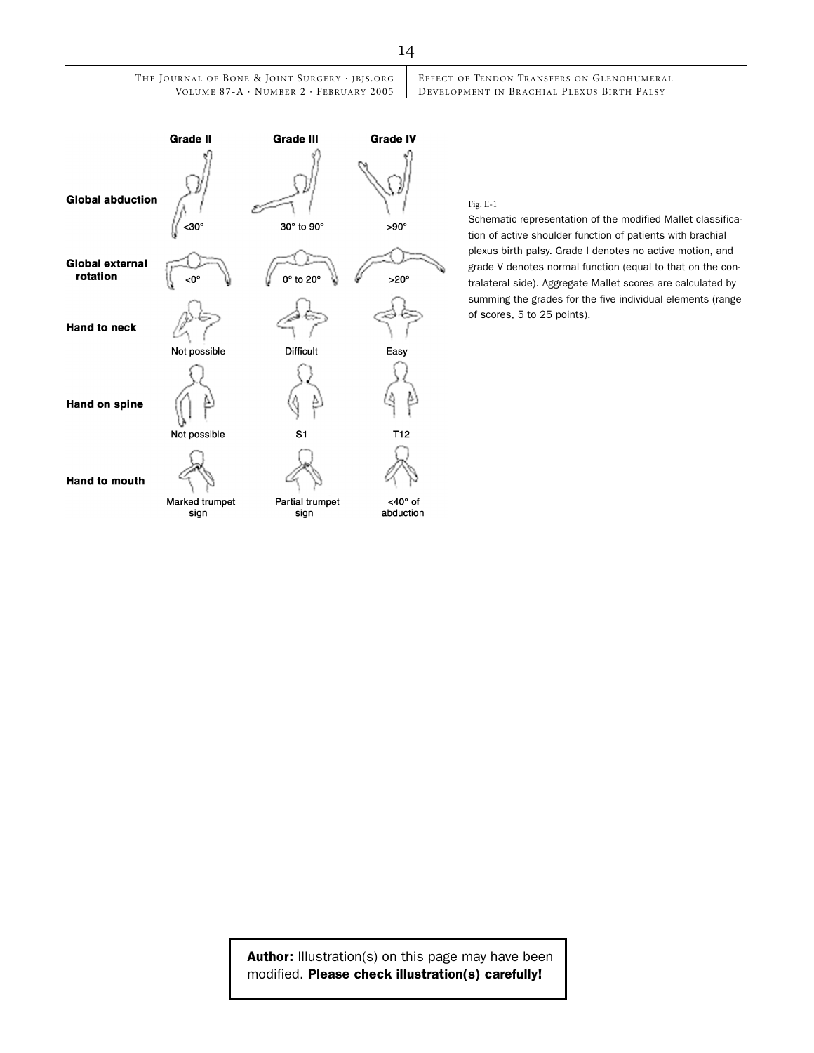Grade II

Grade III

Grade IV

Global abduction

<30°

30° to 90°

>90°

Global external rotation

<0°

0° to 20°

>20°

Hand to neck

Not possible

Difficult

Easy

Hand on spine

Not possible

S1

T12

Hand to mouth

Marked trumpet sign

Partial trumpet sign

<40° of abduction

Fig. E-1

Schematic representation of the modified Mallet classification of active shoulder function of patients with brachial plexus birth palsy. Grade I denotes no active motion, and grade V denotes normal function (equal to that on the contralateral side). Aggregate Mallet scores are calculated by summing the grades for the five individual elements (range of scores, 5 to 25 points).

**Author:** Illustration(s) on this page may have been modified. **Please check illustration(s) carefully!**